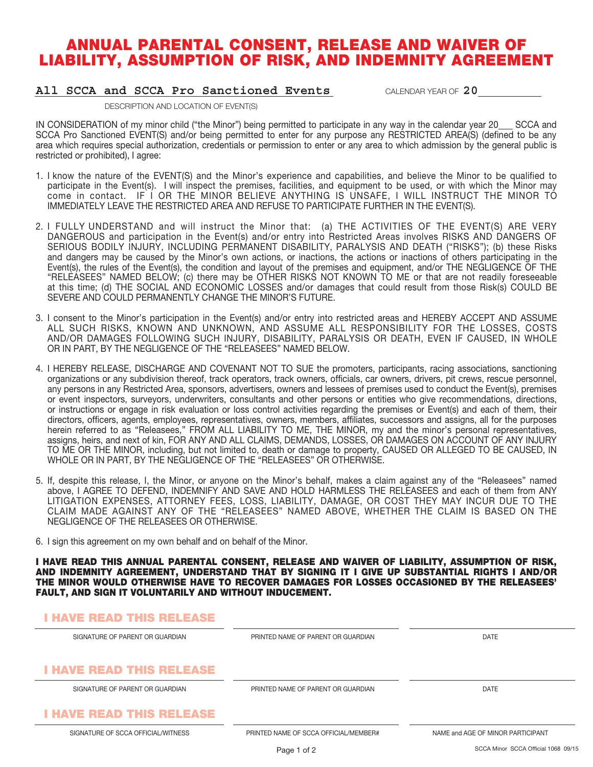# ANNUAL PARENTAL CONSENT, RELEASE AND WAIVER OF LIABILITY, ASSUMPTION OF RISK, AND INDEMNITY AGREEMENT

**All SCCA and SCCA Pro Sanctioned Events** CALENDAR YEAR OF **20**\_\_\_\_\_\_\_\_

DESCRIPTION AND LOCATION OF EVENT(S)

IN CONSIDERATION of my minor child ("the Minor") being permitted to participate in any way in the calendar year 20\_\_\_ SCCA and SCCA Pro Sanctioned EVENT(S) and/or being permitted to enter for any purpose any RESTRICTED AREA(S) (defined to be any area which requires special authorization, credentials or permission to enter or any area to which admission by the general public is restricted or prohibited), I agree:

1. I know the nature of the EVENT(S) and the Minor's experience and capabilities, and believe the Minor to be qualified to participate in the Event(s). I will inspect the premises, facilities, and equipment to be used, or with which the Minor may come in contact. IF I OR THE MINOR BELIEVE ANYTHING IS UNSAFE, I WILL INSTRUCT THE MINOR TO IMMEDIATELY LEAVE THE RESTRICTED AREA AND REFUSE TO PARTICIPATE FURTHER IN THE EVENT(S).

2. I FULLY UNDERSTAND and will instruct the Minor that: (a) THE ACTIVITIES OF THE EVENT(S) ARE VERY DANGEROUS and participation in the Event(s) and/or entry into Restricted Areas involves RISKS AND DANGERS OF SERIOUS BODILY INJURY, INCLUDING PERMANENT DISABILITY, PARALYSIS AND DEATH ("RISKS"); (b) these Risks and dangers may be caused by the Minor's own actions, or inactions, the actions or inactions of others participating in the Event(s), the rules of the Event(s), the condition and layout of the premises and equipment, and/or THE NEGLIGENCE OF THE "RELEASEES" NAMED BELOW; (c) there may be OTHER RISKS NOT KNOWN TO ME or that are not readily foreseeable at this time; (d) THE SOCIAL AND ECONOMIC LOSSES and/or damages that could result from those Risk(s) COULD BE SEVERE AND COULD PERMANENTLY CHANGE THE MINOR'S FUTURE.

3. I consent to the Minor's participation in the Event(s) and/or entry into restricted areas and HEREBY ACCEPT AND ASSUME ALL SUCH RISKS, KNOWN AND UNKNOWN, AND ASSUME ALL RESPONSIBILITY FOR THE LOSSES, COSTS AND/OR DAMAGES FOLLOWING SUCH INJURY, DISABILITY, PARALYSIS OR DEATH, EVEN IF CAUSED, IN WHOLE OR IN PART, BY THE NEGLIGENCE OF THE "RELEASEES" NAMED BELOW.

4. I HEREBY RELEASE, DISCHARGE AND COVENANT NOT TO SUE the promoters, participants, racing associations, sanctioning organizations or any subdivision thereof, track operators, track owners, officials, car owners, drivers, pit crews, rescue personnel, any persons in any Restricted Area, sponsors, advertisers, owners and lessees of premises used to conduct the Event(s), premises or event inspectors, surveyors, underwriters, consultants and other persons or entities who give recommendations, directions, or instructions or engage in risk evaluation or loss control activities regarding the premises or Event(s) and each of them, their directors, officers, agents, employees, representatives, owners, members, affiliates, successors and assigns, all for the purposes herein referred to as "Releasees," FROM ALL LIABILITY TO ME, THE MINOR, my and the minor's personal representatives, assigns, heirs, and next of kin, FOR ANY AND ALL CLAIMS, DEMANDS, LOSSES, OR DAMAGES ON ACCOUNT OF ANY INJURY TO ME OR THE MINOR, including, but not limited to, death or damage to property, CAUSED OR ALLEGED TO BE CAUSED, IN WHOLE OR IN PART, BY THE NEGLIGENCE OF THE "RELEASEES" OR OTHERWISE.

5. If, despite this release, I, the Minor, or anyone on the Minor's behalf, makes a claim against any of the "Releasees" named above, I AGREE TO DEFEND, INDEMNIFY AND SAVE AND HOLD HARMLESS THE RELEASEES and each of them from ANY LITIGATION EXPENSES, ATTORNEY FEES, LOSS, LIABILITY, DAMAGE, OR COST THEY MAY INCUR DUE TO THE CLAIM MADE AGAINST ANY OF THE "RELEASEES" NAMED ABOVE, WHETHER THE CLAIM IS BASED ON THE NEGLIGENCE OF THE RELEASEES OR OTHERWISE.

6. I sign this agreement on my own behalf and on behalf of the Minor.

**I HAVE READ THIS ANNUAL PARENTAL CONSENT, RELEASE AND WAIVER OF LIABILITY, ASSUMPTION OF RISK, AND INDEMNITY AGREEMENT, UNDERSTAND THAT BY SIGNING IT I GIVE UP SUBSTANTIAL RIGHTS I AND/OR THE MINOR WOULD OTHERWISE HAVE TO RECOVER DAMAGES FOR LOSSES OCCASIONED BY THE RELEASEES' FAULT, AND SIGN IT VOLUNTARILY AND WITHOUT INDUCEMENT.**

| I HAVE READ THIS RELEASE | | |
|---|---|---|
| SIGNATURE OF PARENT OR GUARDIAN | PRINTED NAME OF PARENT OR GUARDIAN | DATE |

| I HAVE READ THIS RELEASE | | |
|---|---|---|
| SIGNATURE OF PARENT OR GUARDIAN | PRINTED NAME OF PARENT OR GUARDIAN | DATE |

| I HAVE READ THIS RELEASE | | |
|---|---|---|
| SIGNATURE OF SCCA OFFICIAL/WITNESS | PRINTED NAME OF SCCA OFFICIAL/MEMBER# | NAME and AGE OF MINOR PARTICIPANT |

SCCA Minor SCCA Official 1068 09/15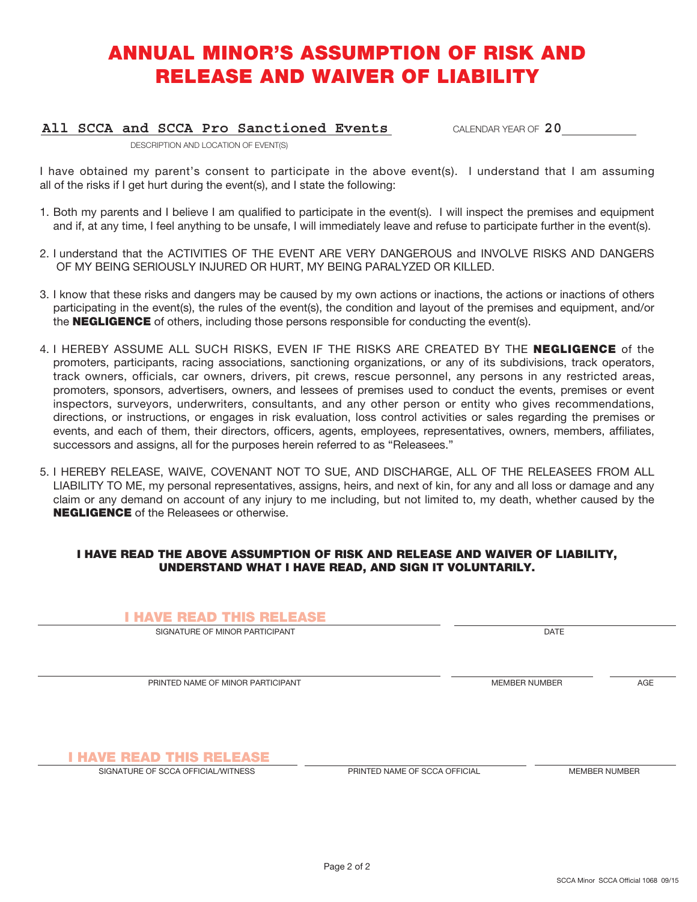# ANNUAL MINOR'S ASSUMPTION OF RISK AND RELEASE AND WAIVER OF LIABILITY

**All SCCA and SCCA Pro Sanctioned Events** CALENDAR YEAR OF **20**\_\_\_\_\_\_

DESCRIPTION AND LOCATION OF EVENT(S)

I have obtained my parent's consent to participate in the above event(s). I understand that I am assuming all of the risks if I get hurt during the event(s), and I state the following:

1. Both my parents and I believe I am qualified to participate in the event(s). I will inspect the premises and equipment and if, at any time, I feel anything to be unsafe, I will immediately leave and refuse to participate further in the event(s).

2. I understand that the ACTIVITIES OF THE EVENT ARE VERY DANGEROUS and INVOLVE RISKS AND DANGERS OF MY BEING SERIOUSLY INJURED OR HURT, MY BEING PARALYZED OR KILLED.

3. I know that these risks and dangers may be caused by my own actions or inactions, the actions or inactions of others participating in the event(s), the rules of the event(s), the condition and layout of the premises and equipment, and/or the **NEGLIGENCE** of others, including those persons responsible for conducting the event(s).

4. I HEREBY ASSUME ALL SUCH RISKS, EVEN IF THE RISKS ARE CREATED BY THE **NEGLIGENCE** of the promoters, participants, racing associations, sanctioning organizations, or any of its subdivisions, track operators, track owners, officials, car owners, drivers, pit crews, rescue personnel, any persons in any restricted areas, promoters, sponsors, advertisers, owners, and lessees of premises used to conduct the events, premises or event inspectors, surveyors, underwriters, consultants, and any other person or entity who gives recommendations, directions, or instructions, or engages in risk evaluation, loss control activities or sales regarding the premises or events, and each of them, their directors, officers, agents, employees, representatives, owners, members, affiliates, successors and assigns, all for the purposes herein referred to as "Releasees."

5. I HEREBY RELEASE, WAIVE, COVENANT NOT TO SUE, AND DISCHARGE, ALL OF THE RELEASEES FROM ALL LIABILITY TO ME, my personal representatives, assigns, heirs, and next of kin, for any and all loss or damage and any claim or any demand on account of any injury to me including, but not limited to, my death, whether caused by the **NEGLIGENCE** of the Releasees or otherwise.

**I HAVE READ THE ABOVE ASSUMPTION OF RISK AND RELEASE AND WAIVER OF LIABILITY, UNDERSTAND WHAT I HAVE READ, AND SIGN IT VOLUNTARILY.**

I HAVE READ THIS RELEASE

SIGNATURE OF MINOR PARTICIPANT DATE

PRINTED NAME OF MINOR PARTICIPANT MEMBER NUMBER AGE

I HAVE READ THIS RELEASE

SIGNATURE OF SCCA OFFICIAL/WITNESS PRINTED NAME OF SCCA OFFICIAL MEMBER NUMBER

SCCA Minor SCCA Official 1068 09/15